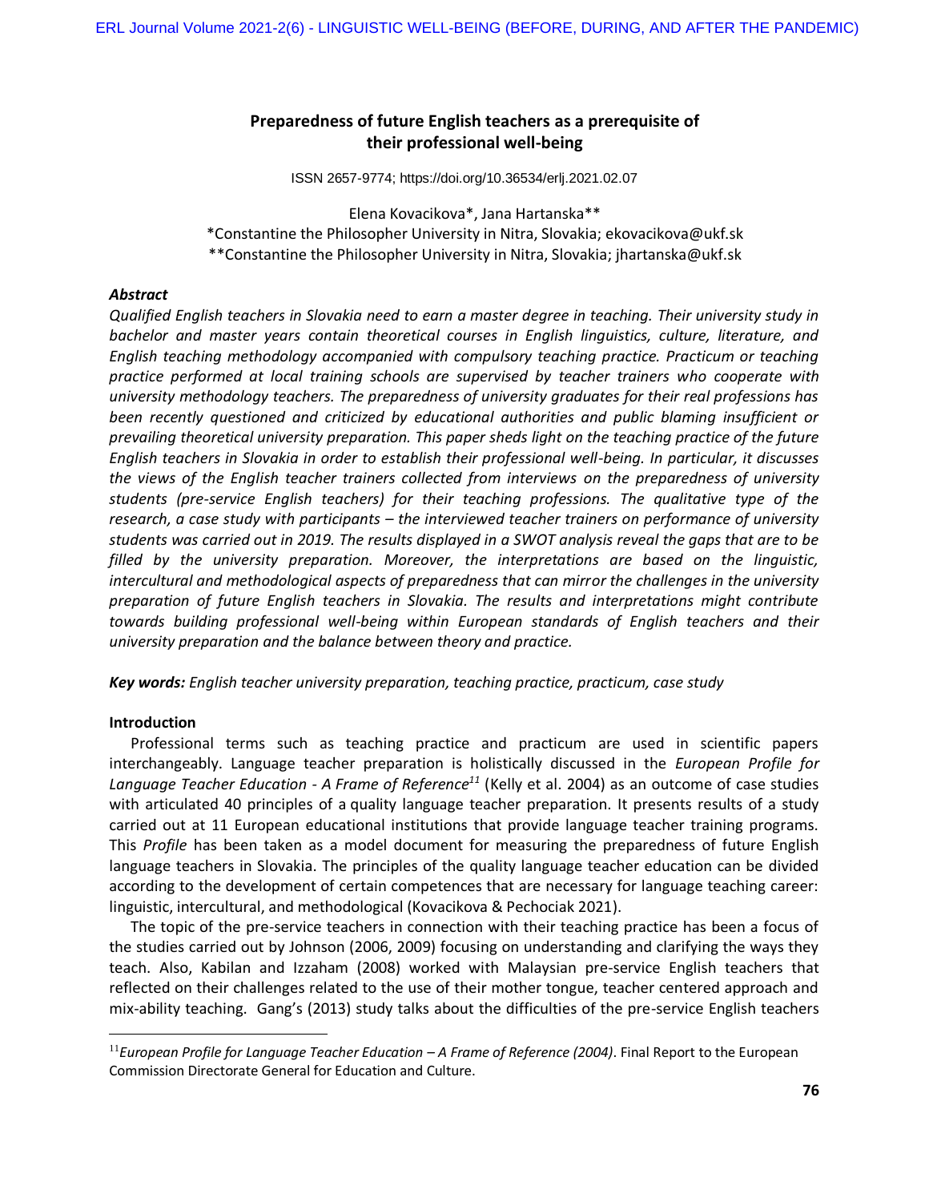# Preparedness of future English teachers as a prerequisite of their professional well-being

ISSN 2657-9774; https://doi.org/10.36534/erlj.2021.02.07

Elena Kovacikova*, Jana Hartanska**

*Constantine the Philosopher University in Nitra, Slovakia; ekovacikova@ukf.sk

**Constantine the Philosopher University in Nitra, Slovakia; jhartanska@ukf.sk

### *Abstract*

*Qualified English teachers in Slovakia need to earn a master degree in teaching. Their university study in bachelor and master years contain theoretical courses in English linguistics, culture, literature, and English teaching methodology accompanied with compulsory teaching practice. Practicum or teaching practice performed at local training schools are supervised by teacher trainers who cooperate with university methodology teachers. The preparedness of university graduates for their real professions has been recently questioned and criticized by educational authorities and public blaming insufficient or prevailing theoretical university preparation. This paper sheds light on the teaching practice of the future English teachers in Slovakia in order to establish their professional well-being. In particular, it discusses the views of the English teacher trainers collected from interviews on the preparedness of university students (pre-service English teachers) for their teaching professions. The qualitative type of the research, a case study with participants – the interviewed teacher trainers on performance of university students was carried out in 2019. The results displayed in a SWOT analysis reveal the gaps that are to be filled by the university preparation. Moreover, the interpretations are based on the linguistic, intercultural and methodological aspects of preparedness that can mirror the challenges in the university preparation of future English teachers in Slovakia. The results and interpretations might contribute towards building professional well-being within European standards of English teachers and their university preparation and the balance between theory and practice.*

***Key words:*** *English teacher university preparation, teaching practice, practicum, case study*

### Introduction

Professional terms such as teaching practice and practicum are used in scientific papers interchangeably. Language teacher preparation is holistically discussed in the *European Profile for Language Teacher Education - A Frame of Reference*[11] (Kelly et al. 2004) as an outcome of case studies with articulated 40 principles of a quality language teacher preparation. It presents results of a study carried out at 11 European educational institutions that provide language teacher training programs. This *Profile* has been taken as a model document for measuring the preparedness of future English language teachers in Slovakia. The principles of the quality language teacher education can be divided according to the development of certain competences that are necessary for language teaching career: linguistic, intercultural, and methodological (Kovacikova & Pechociak 2021).

The topic of the pre-service teachers in connection with their teaching practice has been a focus of the studies carried out by Johnson (2006, 2009) focusing on understanding and clarifying the ways they teach. Also, Kabilan and Izzaham (2008) worked with Malaysian pre-service English teachers that reflected on their challenges related to the use of their mother tongue, teacher centered approach and mix-ability teaching. Gang's (2013) study talks about the difficulties of the pre-service English teachers

[11] *European Profile for Language Teacher Education – A Frame of Reference (2004)*. Final Report to the European Commission Directorate General for Education and Culture.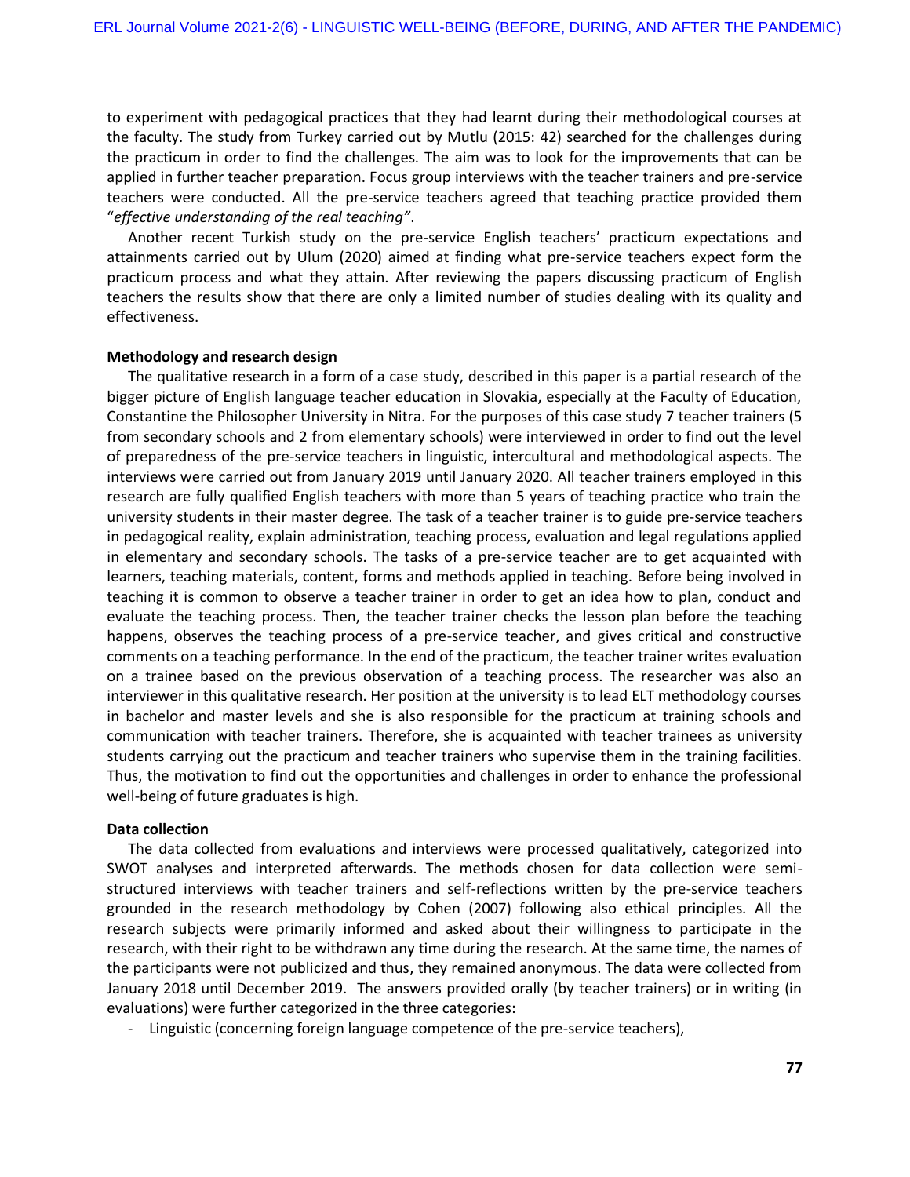to experiment with pedagogical practices that they had learnt during their methodological courses at the faculty. The study from Turkey carried out by Mutlu (2015: 42) searched for the challenges during the practicum in order to find the challenges. The aim was to look for the improvements that can be applied in further teacher preparation. Focus group interviews with the teacher trainers and pre-service teachers were conducted. All the pre-service teachers agreed that teaching practice provided them "*effective understanding of the real teaching"*.

Another recent Turkish study on the pre-service English teachers' practicum expectations and attainments carried out by Ulum (2020) aimed at finding what pre-service teachers expect form the practicum process and what they attain. After reviewing the papers discussing practicum of English teachers the results show that there are only a limited number of studies dealing with its quality and effectiveness.

**Methodology and research design**

The qualitative research in a form of a case study, described in this paper is a partial research of the bigger picture of English language teacher education in Slovakia, especially at the Faculty of Education, Constantine the Philosopher University in Nitra. For the purposes of this case study 7 teacher trainers (5 from secondary schools and 2 from elementary schools) were interviewed in order to find out the level of preparedness of the pre-service teachers in linguistic, intercultural and methodological aspects. The interviews were carried out from January 2019 until January 2020. All teacher trainers employed in this research are fully qualified English teachers with more than 5 years of teaching practice who train the university students in their master degree. The task of a teacher trainer is to guide pre-service teachers in pedagogical reality, explain administration, teaching process, evaluation and legal regulations applied in elementary and secondary schools. The tasks of a pre-service teacher are to get acquainted with learners, teaching materials, content, forms and methods applied in teaching. Before being involved in teaching it is common to observe a teacher trainer in order to get an idea how to plan, conduct and evaluate the teaching process. Then, the teacher trainer checks the lesson plan before the teaching happens, observes the teaching process of a pre-service teacher, and gives critical and constructive comments on a teaching performance. In the end of the practicum, the teacher trainer writes evaluation on a trainee based on the previous observation of a teaching process. The researcher was also an interviewer in this qualitative research. Her position at the university is to lead ELT methodology courses in bachelor and master levels and she is also responsible for the practicum at training schools and communication with teacher trainers. Therefore, she is acquainted with teacher trainees as university students carrying out the practicum and teacher trainers who supervise them in the training facilities. Thus, the motivation to find out the opportunities and challenges in order to enhance the professional well-being of future graduates is high.

**Data collection**

The data collected from evaluations and interviews were processed qualitatively, categorized into SWOT analyses and interpreted afterwards. The methods chosen for data collection were semi-structured interviews with teacher trainers and self-reflections written by the pre-service teachers grounded in the research methodology by Cohen (2007) following also ethical principles. All the research subjects were primarily informed and asked about their willingness to participate in the research, with their right to be withdrawn any time during the research. At the same time, the names of the participants were not publicized and thus, they remained anonymous. The data were collected from January 2018 until December 2019. The answers provided orally (by teacher trainers) or in writing (in evaluations) were further categorized in the three categories:

- Linguistic (concerning foreign language competence of the pre-service teachers),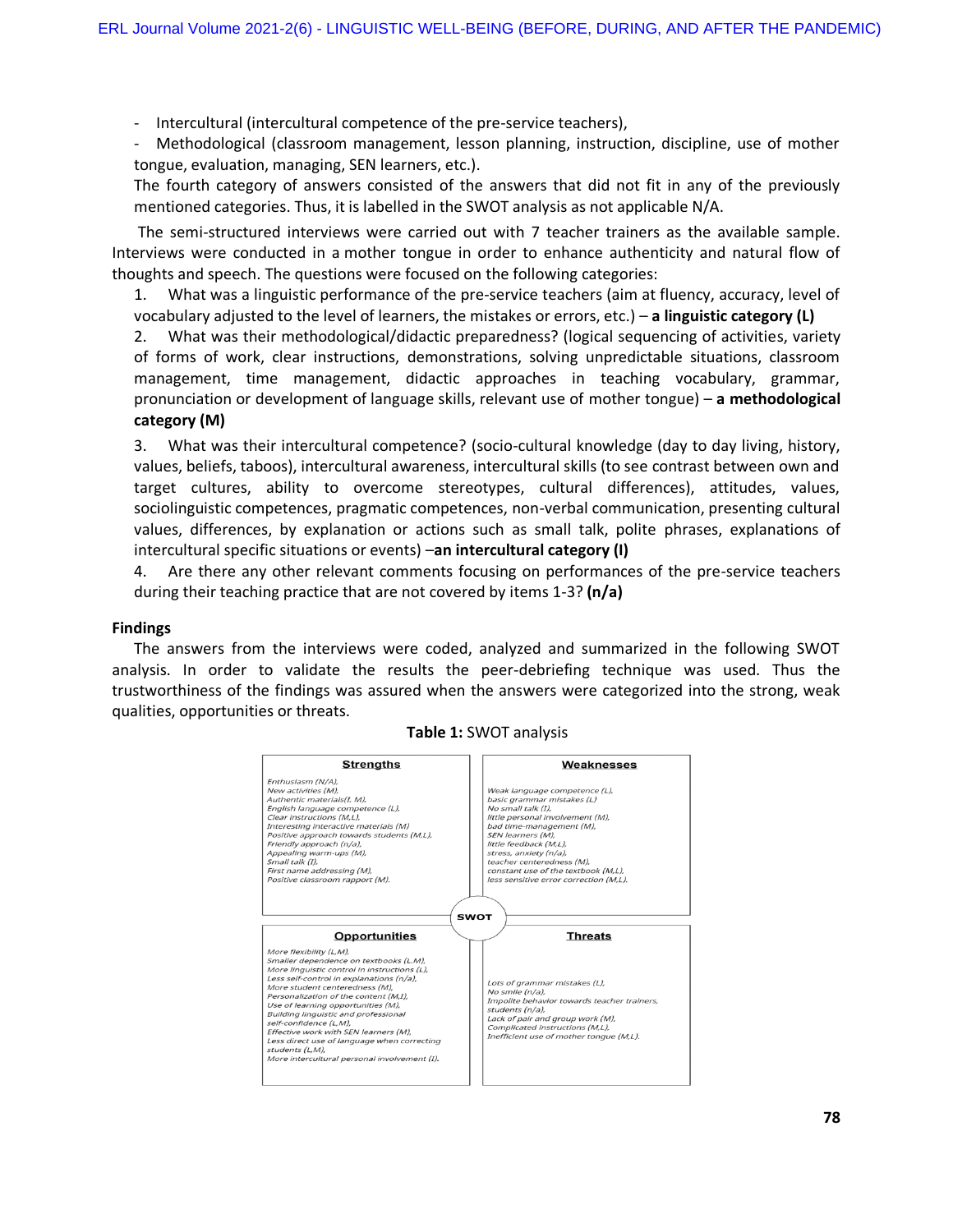- Intercultural (intercultural competence of the pre-service teachers),
- Methodological (classroom management, lesson planning, instruction, discipline, use of mother tongue, evaluation, managing, SEN learners, etc.).

The fourth category of answers consisted of the answers that did not fit in any of the previously mentioned categories. Thus, it is labelled in the SWOT analysis as not applicable N/A.

The semi-structured interviews were carried out with 7 teacher trainers as the available sample. Interviews were conducted in a mother tongue in order to enhance authenticity and natural flow of thoughts and speech. The questions were focused on the following categories:

1. What was a linguistic performance of the pre-service teachers (aim at fluency, accuracy, level of vocabulary adjusted to the level of learners, the mistakes or errors, etc.) – **a linguistic category (L)**
2. What was their methodological/didactic preparedness? (logical sequencing of activities, variety of forms of work, clear instructions, demonstrations, solving unpredictable situations, classroom management, time management, didactic approaches in teaching vocabulary, grammar, pronunciation or development of language skills, relevant use of mother tongue) – **a methodological category (M)**
3. What was their intercultural competence? (socio-cultural knowledge (day to day living, history, values, beliefs, taboos), intercultural awareness, intercultural skills (to see contrast between own and target cultures, ability to overcome stereotypes, cultural differences), attitudes, values, sociolinguistic competences, pragmatic competences, non-verbal communication, presenting cultural values, differences, by explanation or actions such as small talk, polite phrases, explanations of intercultural specific situations or events) –**an intercultural category (I)**
4. Are there any other relevant comments focusing on performances of the pre-service teachers during their teaching practice that are not covered by items 1-3? **(n/a)**

## Findings

The answers from the interviews were coded, analyzed and summarized in the following SWOT analysis. In order to validate the results the peer-debriefing technique was used. Thus the trustworthiness of the findings was assured when the answers were categorized into the strong, weak qualities, opportunities or threats.

**Table 1:** SWOT analysis

| Strengths | Weaknesses |
|---|---|
| *Enthusiasm (N/A),*<br>*New activities (M),*<br>*Authentic materials(I, M),*<br>*English language competence (L),*<br>*Clear instructions (M,L),*<br>*Interesting interactive materials (M)*<br>*Positive approach towards students (M,L),*<br>*Friendly approach (n/a),*<br>*Appealing warm-ups (M),*<br>*Small talk (I),*<br>*First name addressing (M),*<br>*Positive classroom rapport (M).* | *Weak language competence (L),*<br>*basic grammar mistakes (L)*<br>*No small talk (I),*<br>*little personal involvement (M),*<br>*bad time-management (M),*<br>*SEN learners (M),*<br>*little feedback (M,L),*<br>*stress, anxiety (n/a),*<br>*teacher centeredness (M),*<br>*constant use of the textbook (M,L),*<br>*less sensitive error correction (M,L).* |
| **Opportunities** | **Threats** |
| *More flexibility (L,M),*<br>*Smaller dependence on textbooks (L,M),*<br>*More linguistic control in instructions (L),*<br>*Less self-control in explanations (n/a),*<br>*More student centeredness (M),*<br>*Personalization of the content (M,I),*<br>*Use of learning opportunities (M),*<br>*Building linguistic and professional self-confidence (L,M),*<br>*Effective work with SEN learners (M),*<br>*Less direct use of language when correcting students (L,M),*<br>*More intercultural personal involvement (I).* | *Lots of grammar mistakes (L),*<br>*No smile (n/a),*<br>*Impolite behavior towards teacher trainers, students (n/a),*<br>*Lack of pair and group work (M),*<br>*Complicated instructions (M,L),*<br>*Inefficient use of mother tongue (M,L).* |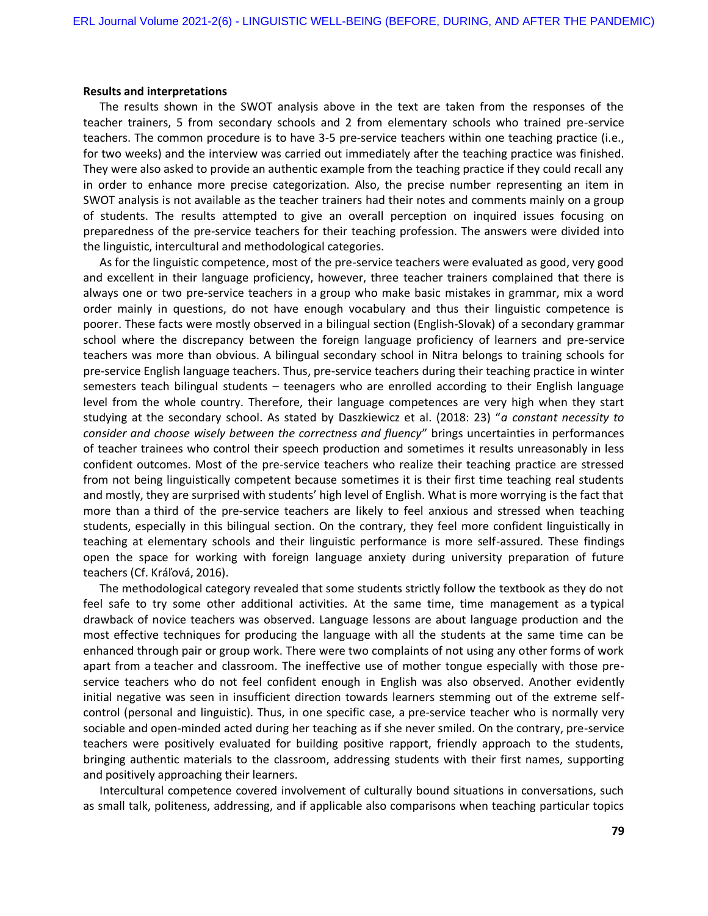**Results and interpretations**

The results shown in the SWOT analysis above in the text are taken from the responses of the teacher trainers, 5 from secondary schools and 2 from elementary schools who trained pre-service teachers. The common procedure is to have 3-5 pre-service teachers within one teaching practice (i.e., for two weeks) and the interview was carried out immediately after the teaching practice was finished. They were also asked to provide an authentic example from the teaching practice if they could recall any in order to enhance more precise categorization. Also, the precise number representing an item in SWOT analysis is not available as the teacher trainers had their notes and comments mainly on a group of students. The results attempted to give an overall perception on inquired issues focusing on preparedness of the pre-service teachers for their teaching profession. The answers were divided into the linguistic, intercultural and methodological categories.

As for the linguistic competence, most of the pre-service teachers were evaluated as good, very good and excellent in their language proficiency, however, three teacher trainers complained that there is always one or two pre-service teachers in a group who make basic mistakes in grammar, mix a word order mainly in questions, do not have enough vocabulary and thus their linguistic competence is poorer. These facts were mostly observed in a bilingual section (English-Slovak) of a secondary grammar school where the discrepancy between the foreign language proficiency of learners and pre-service teachers was more than obvious. A bilingual secondary school in Nitra belongs to training schools for pre-service English language teachers. Thus, pre-service teachers during their teaching practice in winter semesters teach bilingual students – teenagers who are enrolled according to their English language level from the whole country. Therefore, their language competences are very high when they start studying at the secondary school. As stated by Daszkiewicz et al. (2018: 23) "*a constant necessity to consider and choose wisely between the correctness and fluency*" brings uncertainties in performances of teacher trainees who control their speech production and sometimes it results unreasonably in less confident outcomes. Most of the pre-service teachers who realize their teaching practice are stressed from not being linguistically competent because sometimes it is their first time teaching real students and mostly, they are surprised with students' high level of English. What is more worrying is the fact that more than a third of the pre-service teachers are likely to feel anxious and stressed when teaching students, especially in this bilingual section. On the contrary, they feel more confident linguistically in teaching at elementary schools and their linguistic performance is more self-assured. These findings open the space for working with foreign language anxiety during university preparation of future teachers (Cf. Kráľová, 2016).

The methodological category revealed that some students strictly follow the textbook as they do not feel safe to try some other additional activities. At the same time, time management as a typical drawback of novice teachers was observed. Language lessons are about language production and the most effective techniques for producing the language with all the students at the same time can be enhanced through pair or group work. There were two complaints of not using any other forms of work apart from a teacher and classroom. The ineffective use of mother tongue especially with those pre-service teachers who do not feel confident enough in English was also observed. Another evidently initial negative was seen in insufficient direction towards learners stemming out of the extreme self-control (personal and linguistic). Thus, in one specific case, a pre-service teacher who is normally very sociable and open-minded acted during her teaching as if she never smiled. On the contrary, pre-service teachers were positively evaluated for building positive rapport, friendly approach to the students, bringing authentic materials to the classroom, addressing students with their first names, supporting and positively approaching their learners.

Intercultural competence covered involvement of culturally bound situations in conversations, such as small talk, politeness, addressing, and if applicable also comparisons when teaching particular topics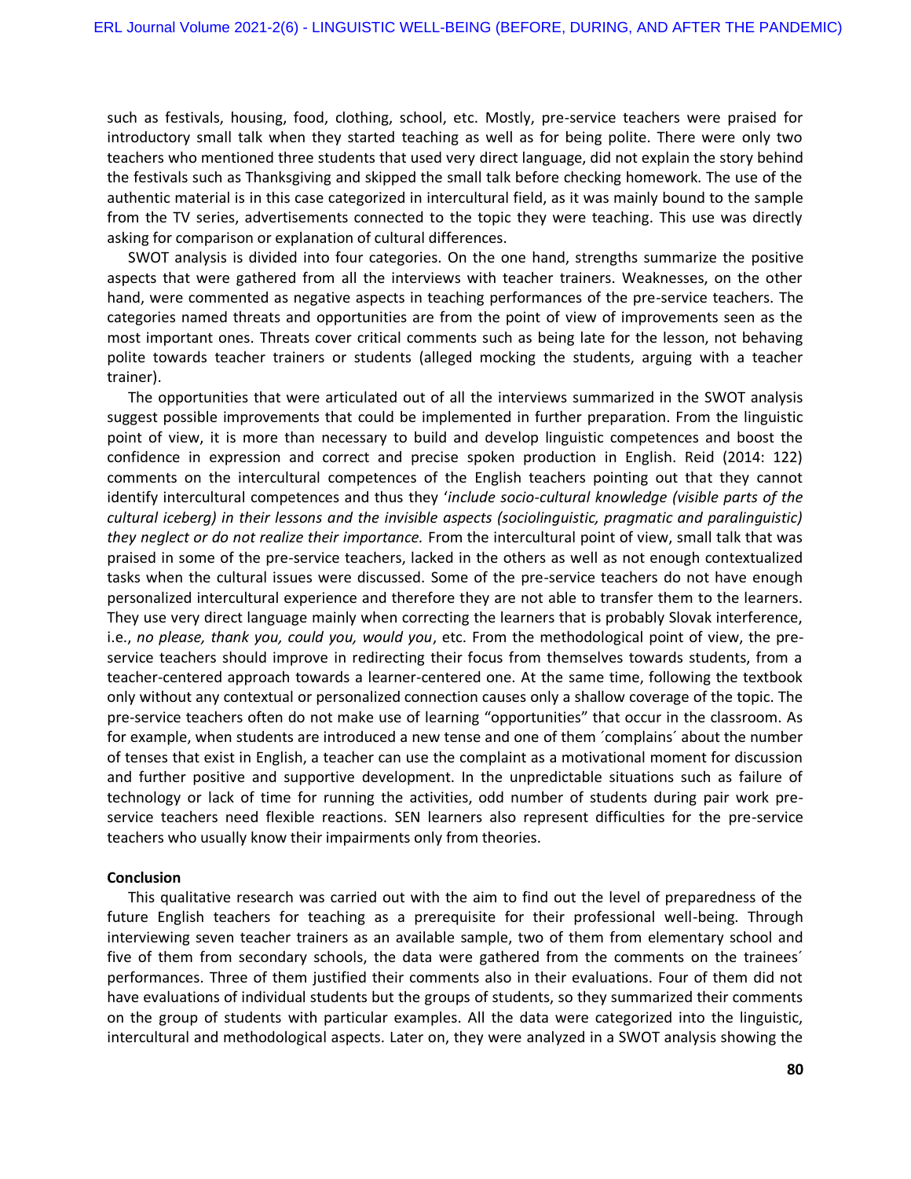such as festivals, housing, food, clothing, school, etc. Mostly, pre-service teachers were praised for introductory small talk when they started teaching as well as for being polite. There were only two teachers who mentioned three students that used very direct language, did not explain the story behind the festivals such as Thanksgiving and skipped the small talk before checking homework. The use of the authentic material is in this case categorized in intercultural field, as it was mainly bound to the sample from the TV series, advertisements connected to the topic they were teaching. This use was directly asking for comparison or explanation of cultural differences.

SWOT analysis is divided into four categories. On the one hand, strengths summarize the positive aspects that were gathered from all the interviews with teacher trainers. Weaknesses, on the other hand, were commented as negative aspects in teaching performances of the pre-service teachers. The categories named threats and opportunities are from the point of view of improvements seen as the most important ones. Threats cover critical comments such as being late for the lesson, not behaving polite towards teacher trainers or students (alleged mocking the students, arguing with a teacher trainer).

The opportunities that were articulated out of all the interviews summarized in the SWOT analysis suggest possible improvements that could be implemented in further preparation. From the linguistic point of view, it is more than necessary to build and develop linguistic competences and boost the confidence in expression and correct and precise spoken production in English. Reid (2014: 122) comments on the intercultural competences of the English teachers pointing out that they cannot identify intercultural competences and thus they '*include socio-cultural knowledge (visible parts of the cultural iceberg) in their lessons and the invisible aspects (sociolinguistic, pragmatic and paralinguistic) they neglect or do not realize their importance.* From the intercultural point of view, small talk that was praised in some of the pre-service teachers, lacked in the others as well as not enough contextualized tasks when the cultural issues were discussed. Some of the pre-service teachers do not have enough personalized intercultural experience and therefore they are not able to transfer them to the learners. They use very direct language mainly when correcting the learners that is probably Slovak interference, i.e., *no please, thank you, could you, would you*, etc. From the methodological point of view, the pre-service teachers should improve in redirecting their focus from themselves towards students, from a teacher-centered approach towards a learner-centered one. At the same time, following the textbook only without any contextual or personalized connection causes only a shallow coverage of the topic. The pre-service teachers often do not make use of learning "opportunities" that occur in the classroom. As for example, when students are introduced a new tense and one of them ´complains´ about the number of tenses that exist in English, a teacher can use the complaint as a motivational moment for discussion and further positive and supportive development. In the unpredictable situations such as failure of technology or lack of time for running the activities, odd number of students during pair work pre-service teachers need flexible reactions. SEN learners also represent difficulties for the pre-service teachers who usually know their impairments only from theories.

**Conclusion**

This qualitative research was carried out with the aim to find out the level of preparedness of the future English teachers for teaching as a prerequisite for their professional well-being. Through interviewing seven teacher trainers as an available sample, two of them from elementary school and five of them from secondary schools, the data were gathered from the comments on the trainees´ performances. Three of them justified their comments also in their evaluations. Four of them did not have evaluations of individual students but the groups of students, so they summarized their comments on the group of students with particular examples. All the data were categorized into the linguistic, intercultural and methodological aspects. Later on, they were analyzed in a SWOT analysis showing the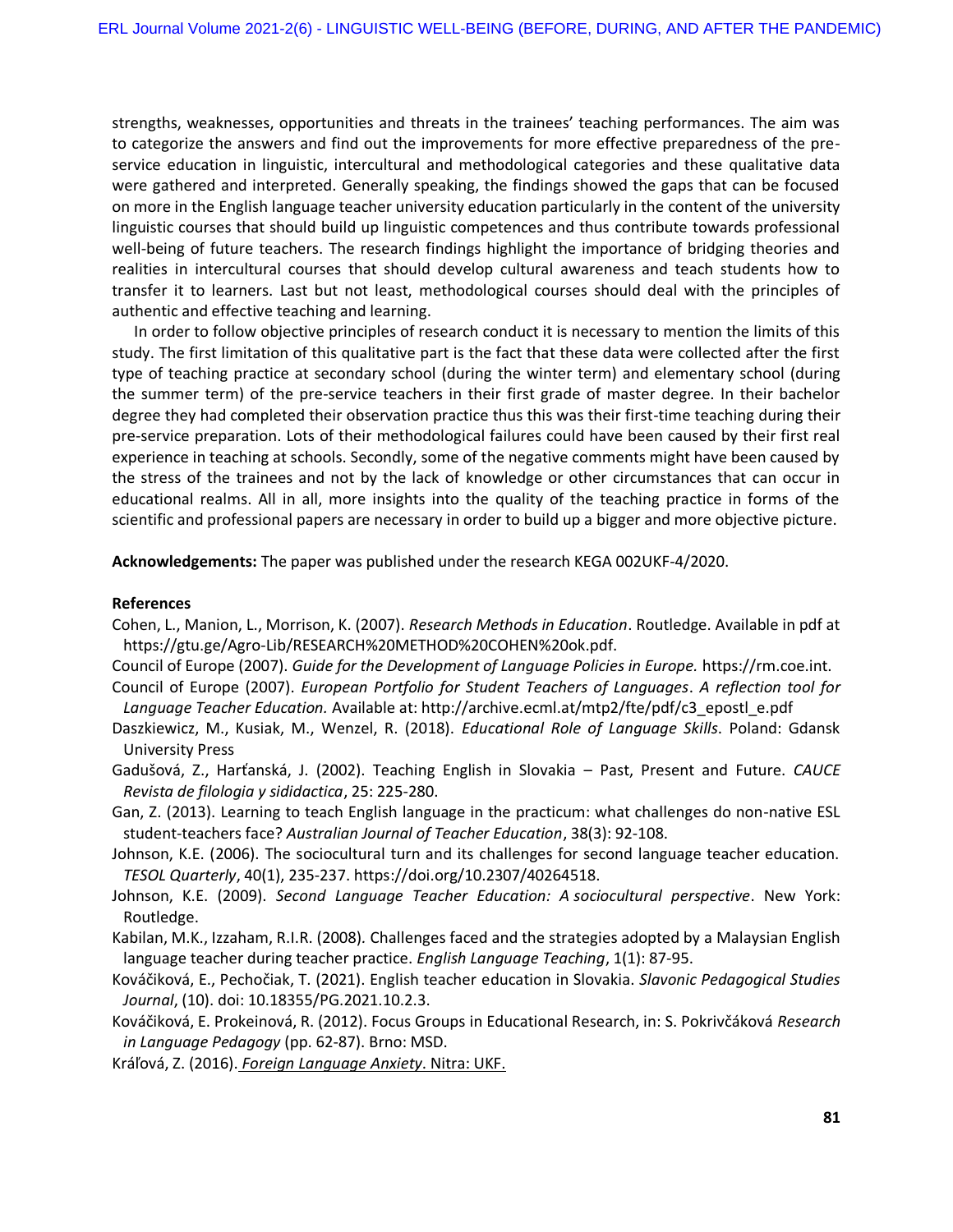strengths, weaknesses, opportunities and threats in the trainees' teaching performances. The aim was to categorize the answers and find out the improvements for more effective preparedness of the pre-service education in linguistic, intercultural and methodological categories and these qualitative data were gathered and interpreted. Generally speaking, the findings showed the gaps that can be focused on more in the English language teacher university education particularly in the content of the university linguistic courses that should build up linguistic competences and thus contribute towards professional well-being of future teachers. The research findings highlight the importance of bridging theories and realities in intercultural courses that should develop cultural awareness and teach students how to transfer it to learners. Last but not least, methodological courses should deal with the principles of authentic and effective teaching and learning.

In order to follow objective principles of research conduct it is necessary to mention the limits of this study. The first limitation of this qualitative part is the fact that these data were collected after the first type of teaching practice at secondary school (during the winter term) and elementary school (during the summer term) of the pre-service teachers in their first grade of master degree. In their bachelor degree they had completed their observation practice thus this was their first-time teaching during their pre-service preparation. Lots of their methodological failures could have been caused by their first real experience in teaching at schools. Secondly, some of the negative comments might have been caused by the stress of the trainees and not by the lack of knowledge or other circumstances that can occur in educational realms. All in all, more insights into the quality of the teaching practice in forms of the scientific and professional papers are necessary in order to build up a bigger and more objective picture.

**Acknowledgements:** The paper was published under the research KEGA 002UKF-4/2020.

**References**

Cohen, L., Manion, L., Morrison, K. (2007). *Research Methods in Education*. Routledge. Available in pdf at https://gtu.ge/Agro-Lib/RESEARCH%20METHOD%20COHEN%20ok.pdf.

Council of Europe (2007). *Guide for the Development of Language Policies in Europe.* https://rm.coe.int.

Council of Europe (2007). *European Portfolio for Student Teachers of Languages*. *A reflection tool for Language Teacher Education.* Available at: http://archive.ecml.at/mtp2/fte/pdf/c3_epostl_e.pdf

Daszkiewicz, M., Kusiak, M., Wenzel, R. (2018). *Educational Role of Language Skills*. Poland: Gdansk University Press

Gadušová, Z., Harťanská, J. (2002). Teaching English in Slovakia – Past, Present and Future. *CAUCE Revista de filologia y sididactica*, 25: 225-280.

Gan, Z. (2013). Learning to teach English language in the practicum: what challenges do non-native ESL student-teachers face? *Australian Journal of Teacher Education*, 38(3): 92-108.

Johnson, K.E. (2006). The sociocultural turn and its challenges for second language teacher education. *TESOL Quarterly*, 40(1), 235-237. https://doi.org/10.2307/40264518.

Johnson, K.E. (2009). *Second Language Teacher Education: A sociocultural perspective*. New York: Routledge.

Kabilan, M.K., Izzaham, R.I.R. (2008). Challenges faced and the strategies adopted by a Malaysian English language teacher during teacher practice. *English Language Teaching*, 1(1): 87-95.

Kováčiková, E., Pechočiak, T. (2021). English teacher education in Slovakia. *Slavonic Pedagogical Studies Journal*, (10). doi: 10.18355/PG.2021.10.2.3.

Kováčiková, E. Prokeinová, R. (2012). Focus Groups in Educational Research, in: S. Pokrivčáková *Research in Language Pedagogy* (pp. 62-87). Brno: MSD.

Kráľová, Z. (2016). *Foreign Language Anxiety*. Nitra: UKF.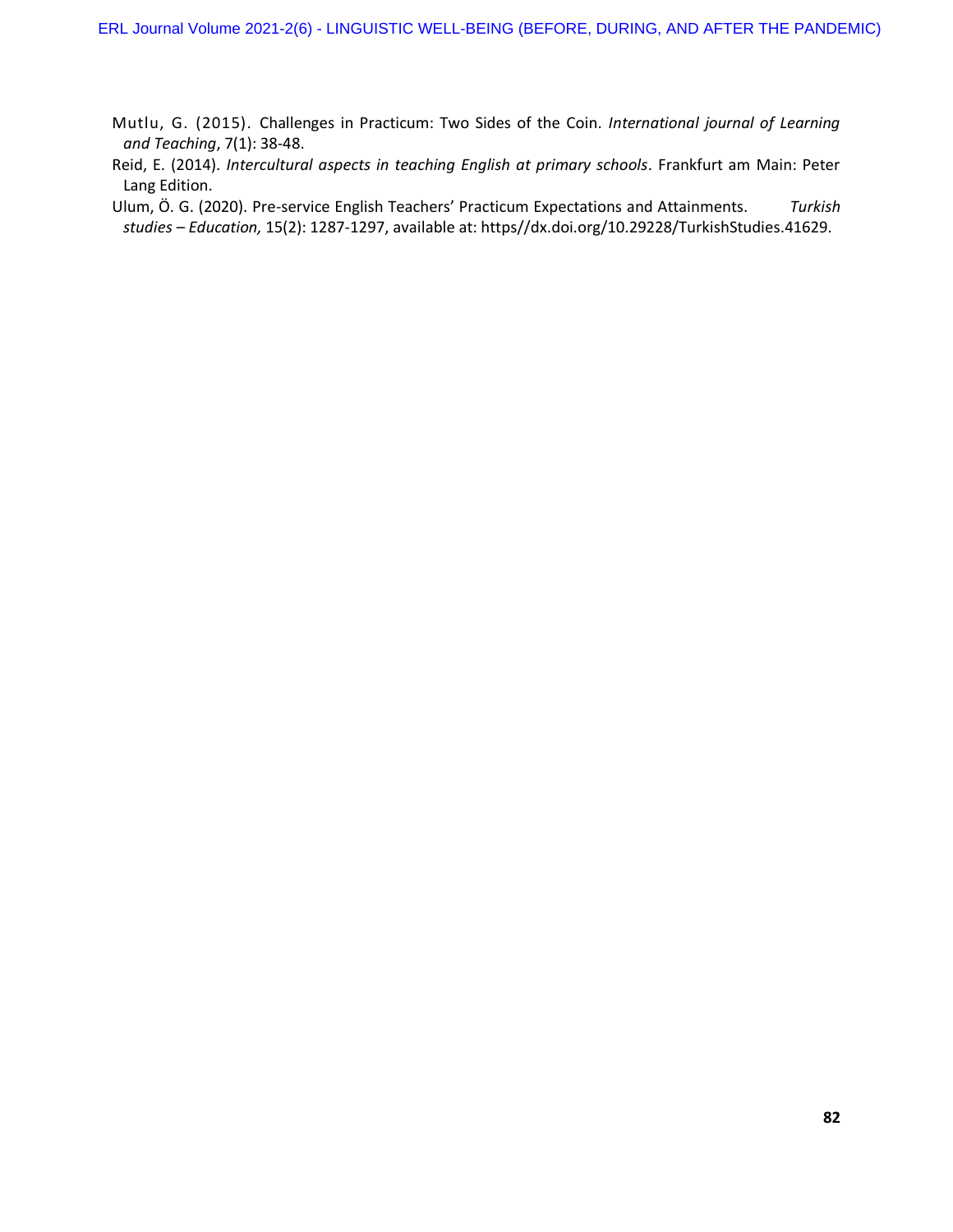Mutlu, G. (2015). Challenges in Practicum: Two Sides of the Coin. *International journal of Learning and Teaching*, 7(1): 38-48.

Reid, E. (2014). *Intercultural aspects in teaching English at primary schools*. Frankfurt am Main: Peter Lang Edition.

Ulum, Ö. G. (2020). Pre-service English Teachers' Practicum Expectations and Attainments. *Turkish studies – Education,* 15(2): 1287-1297, available at: https//dx.doi.org/10.29228/TurkishStudies.41629.